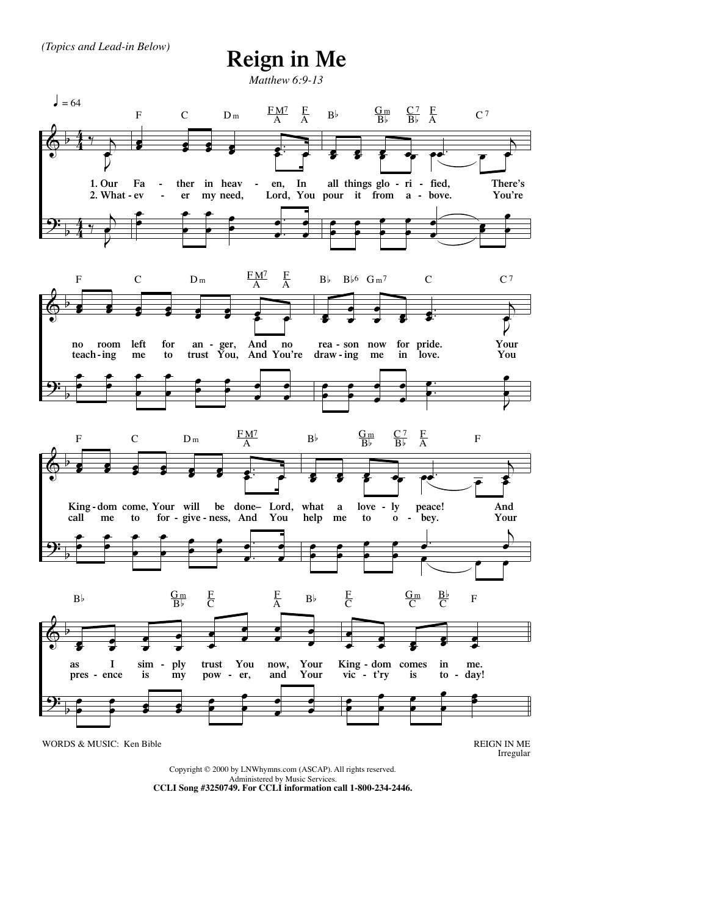(Topics and Lead-in Below)

# Reign in Me

*Matthew 6:9-13*

♩ = 64

1. Our Father in heaven, In all things glorified, There's no room left for anger, And no reason now for pride. Your Kingdom come, Your will be done– Lord, what a lovely peace! And as I simply trust You now, Your Kingdom comes in me.

2. Whatever my need, Lord, You pour it from above. You're teaching me to trust You, And You're drawing me in love. You call me to forgiveness, And You help me to obey. Your presence is my power, and Your vict'ry is today!

WORDS & MUSIC: Ken Bible

REIGN IN ME
Irregular

Copyright © 2000 by LNWhymns.com (ASCAP). All rights reserved.
Administered by Music Services.
**CCLI Song #3250749. For CCLI information call 1-800-234-2446.**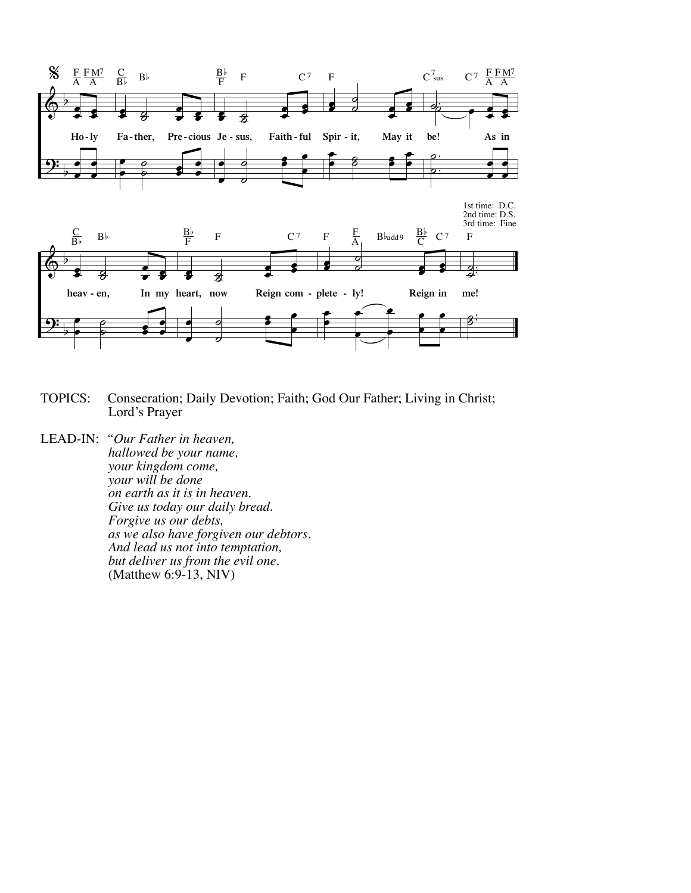Holy Father, Precious Jesus, Faithful Spirit, May it be! As in heaven, In my heart, now Reign completely! Reign in me!

1st time: D.C.
2nd time: D.S.
3rd time: Fine

TOPICS: Consecration; Daily Devotion; Faith; God Our Father; Living in Christ; Lord's Prayer

LEAD-IN: *"Our Father in heaven,*
*hallowed be your name,*
*your kingdom come,*
*your will be done*
*on earth as it is in heaven.*
*Give us today our daily bread.*
*Forgive us our debts,*
*as we also have forgiven our debtors.*
*And lead us not into temptation,*
*but deliver us from the evil one.*
(Matthew 6:9-13, NIV)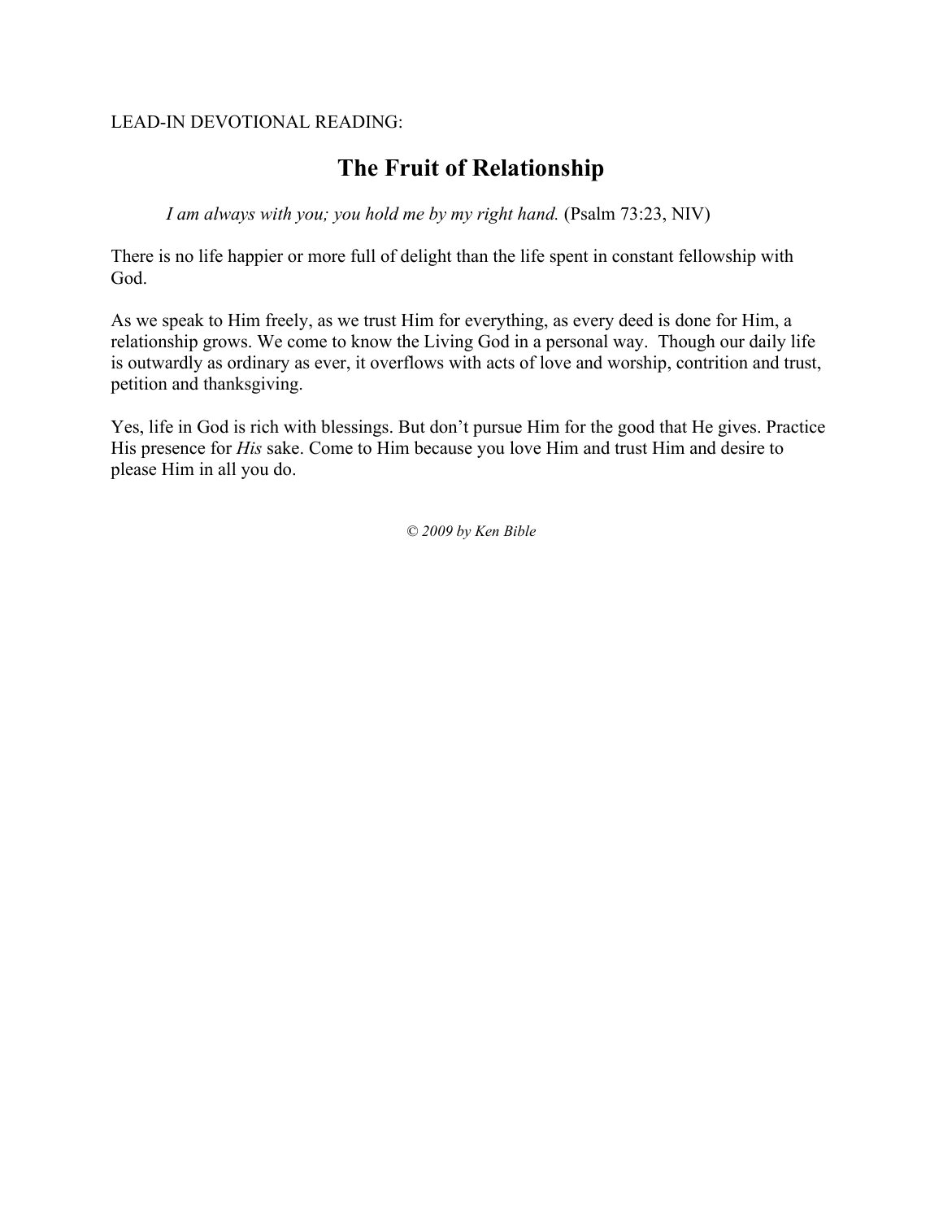LEAD-IN DEVOTIONAL READING:

# The Fruit of Relationship

*I am always with you; you hold me by my right hand.* (Psalm 73:23, NIV)

There is no life happier or more full of delight than the life spent in constant fellowship with God.

As we speak to Him freely, as we trust Him for everything, as every deed is done for Him, a relationship grows. We come to know the Living God in a personal way. Though our daily life is outwardly as ordinary as ever, it overflows with acts of love and worship, contrition and trust, petition and thanksgiving.

Yes, life in God is rich with blessings. But don't pursue Him for the good that He gives. Practice His presence for *His* sake. Come to Him because you love Him and trust Him and desire to please Him in all you do.

*© 2009 by Ken Bible*